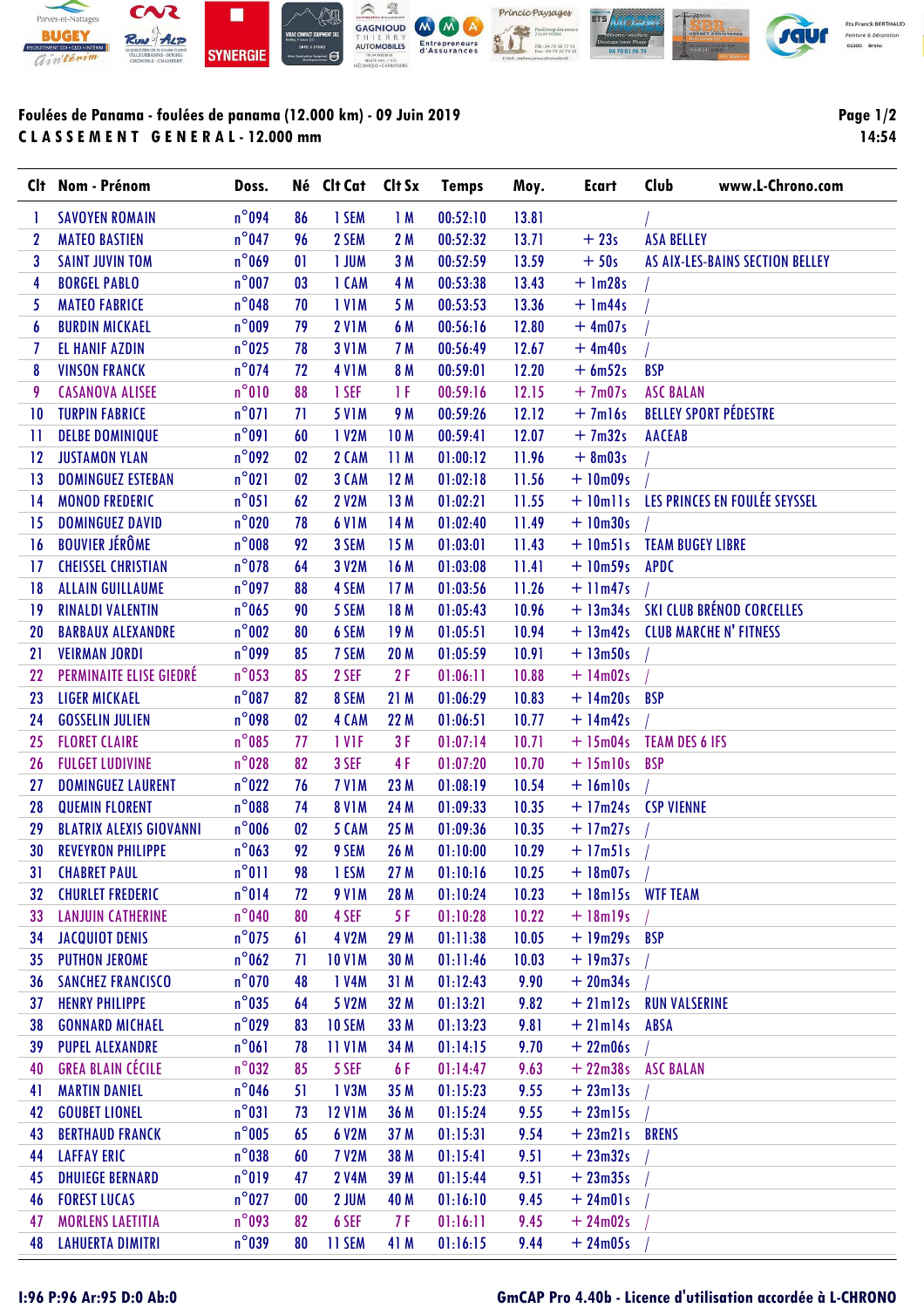**Foulées de Panama - foulées de panama (12.000 km) - 09 Juin 2019**

**C L A S S E M E N T   G E N E R A L - 12.000 mm**

| Clt | Nom - Prénom | Doss. | Né | Clt Cat | Clt Sx | Temps | Moy. | Ecart | Club | www.L-Chrono.com |
|---|---|---|---|---|---|---|---|---|---|---|
| 1 | SAVOYEN ROMAIN | n°094 | 86 | 1 SEM | 1 M | 00:52:10 | 13.81 | | / | |
| 2 | MATEO BASTIEN | n°047 | 96 | 2 SEM | 2 M | 00:52:32 | 13.71 | + 23s | ASA BELLEY | |
| 3 | SAINT JUVIN TOM | n°069 | 01 | 1 JUM | 3 M | 00:52:59 | 13.59 | + 50s | AS AIX-LES-BAINS SECTION BELLEY | |
| 4 | BORGEL PABLO | n°007 | 03 | 1 CAM | 4 M | 00:53:38 | 13.43 | + 1m28s | / | |
| 5 | MATEO FABRICE | n°048 | 70 | 1 V1M | 5 M | 00:53:53 | 13.36 | + 1m44s | / | |
| 6 | BURDIN MICKAEL | n°009 | 79 | 2 V1M | 6 M | 00:56:16 | 12.80 | + 4m07s | / | |
| 7 | EL HANIF AZDIN | n°025 | 78 | 3 V1M | 7 M | 00:56:49 | 12.67 | + 4m40s | / | |
| 8 | VINSON FRANCK | n°074 | 72 | 4 V1M | 8 M | 00:59:01 | 12.20 | + 6m52s | BSP | |
| 9 | CASANOVA ALISEE | n°010 | 88 | 1 SEF | 1 F | 00:59:16 | 12.15 | + 7m07s | ASC BALAN | |
| 10 | TURPIN FABRICE | n°071 | 71 | 5 V1M | 9 M | 00:59:26 | 12.12 | + 7m16s | BELLEY SPORT PÉDESTRE | |
| 11 | DELBE DOMINIQUE | n°091 | 60 | 1 V2M | 10 M | 00:59:41 | 12.07 | + 7m32s | AACEAB | |
| 12 | JUSTAMON YLAN | n°092 | 02 | 2 CAM | 11 M | 01:00:12 | 11.96 | + 8m03s | / | |
| 13 | DOMINGUEZ ESTEBAN | n°021 | 02 | 3 CAM | 12 M | 01:02:18 | 11.56 | + 10m09s | / | |
| 14 | MONOD FREDERIC | n°051 | 62 | 2 V2M | 13 M | 01:02:21 | 11.55 | + 10m11s | LES PRINCES EN FOULÉE SEYSSEL | |
| 15 | DOMINGUEZ DAVID | n°020 | 78 | 6 V1M | 14 M | 01:02:40 | 11.49 | + 10m30s | / | |
| 16 | BOUVIER JÉRÔME | n°008 | 92 | 3 SEM | 15 M | 01:03:01 | 11.43 | + 10m51s | TEAM BUGEY LIBRE | |
| 17 | CHEISSEL CHRISTIAN | n°078 | 64 | 3 V2M | 16 M | 01:03:08 | 11.41 | + 10m59s | APDC | |
| 18 | ALLAIN GUILLAUME | n°097 | 88 | 4 SEM | 17 M | 01:03:56 | 11.26 | + 11m47s | / | |
| 19 | RINALDI VALENTIN | n°065 | 90 | 5 SEM | 18 M | 01:05:43 | 10.96 | + 13m34s | SKI CLUB BRÉNOD CORCELLES | |
| 20 | BARBAUX ALEXANDRE | n°002 | 80 | 6 SEM | 19 M | 01:05:51 | 10.94 | + 13m42s | CLUB MARCHE N' FITNESS | |
| 21 | VEIRMAN JORDI | n°099 | 85 | 7 SEM | 20 M | 01:05:59 | 10.91 | + 13m50s | / | |
| 22 | PERMINAITE ELISE GIEDRÉ | n°053 | 85 | 2 SEF | 2 F | 01:06:11 | 10.88 | + 14m02s | / | |
| 23 | LIGER MICKAEL | n°087 | 82 | 8 SEM | 21 M | 01:06:29 | 10.83 | + 14m20s | BSP | |
| 24 | GOSSELIN JULIEN | n°098 | 02 | 4 CAM | 22 M | 01:06:51 | 10.77 | + 14m42s | / | |
| 25 | FLORET CLAIRE | n°085 | 77 | 1 V1F | 3 F | 01:07:14 | 10.71 | + 15m04s | TEAM DES 6 IFS | |
| 26 | FULGET LUDIVINE | n°028 | 82 | 3 SEF | 4 F | 01:07:20 | 10.70 | + 15m10s | BSP | |
| 27 | DOMINGUEZ LAURENT | n°022 | 76 | 7 V1M | 23 M | 01:08:19 | 10.54 | + 16m10s | / | |
| 28 | QUEMIN FLORENT | n°088 | 74 | 8 V1M | 24 M | 01:09:33 | 10.35 | + 17m24s | CSP VIENNE | |
| 29 | BLATRIX ALEXIS GIOVANNI | n°006 | 02 | 5 CAM | 25 M | 01:09:36 | 10.35 | + 17m27s | / | |
| 30 | REVEYRON PHILIPPE | n°063 | 92 | 9 SEM | 26 M | 01:10:00 | 10.29 | + 17m51s | / | |
| 31 | CHABRET PAUL | n°011 | 98 | 1 ESM | 27 M | 01:10:16 | 10.25 | + 18m07s | / | |
| 32 | CHURLET FREDERIC | n°014 | 72 | 9 V1M | 28 M | 01:10:24 | 10.23 | + 18m15s | WTF TEAM | |
| 33 | LANJUIN CATHERINE | n°040 | 80 | 4 SEF | 5 F | 01:10:28 | 10.22 | + 18m19s | / | |
| 34 | JACQUIOT DENIS | n°075 | 61 | 4 V2M | 29 M | 01:11:38 | 10.05 | + 19m29s | BSP | |
| 35 | PUTHON JEROME | n°062 | 71 | 10 V1M | 30 M | 01:11:46 | 10.03 | + 19m37s | / | |
| 36 | SANCHEZ FRANCISCO | n°070 | 48 | 1 V4M | 31 M | 01:12:43 | 9.90 | + 20m34s | / | |
| 37 | HENRY PHILIPPE | n°035 | 64 | 5 V2M | 32 M | 01:13:21 | 9.82 | + 21m12s | RUN VALSERINE | |
| 38 | GONNARD MICHAEL | n°029 | 83 | 10 SEM | 33 M | 01:13:23 | 9.81 | + 21m14s | ABSA | |
| 39 | PUPEL ALEXANDRE | n°061 | 78 | 11 V1M | 34 M | 01:14:15 | 9.70 | + 22m06s | / | |
| 40 | GREA BLAIN CÉCILE | n°032 | 85 | 5 SEF | 6 F | 01:14:47 | 9.63 | + 22m38s | ASC BALAN | |
| 41 | MARTIN DANIEL | n°046 | 51 | 1 V3M | 35 M | 01:15:23 | 9.55 | + 23m13s | / | |
| 42 | GOUBET LIONEL | n°031 | 73 | 12 V1M | 36 M | 01:15:24 | 9.55 | + 23m15s | / | |
| 43 | BERTHAUD FRANCK | n°005 | 65 | 6 V2M | 37 M | 01:15:31 | 9.54 | + 23m21s | BRENS | |
| 44 | LAFFAY ERIC | n°038 | 60 | 7 V2M | 38 M | 01:15:41 | 9.51 | + 23m32s | / | |
| 45 | DHUIEGE BERNARD | n°019 | 47 | 2 V4M | 39 M | 01:15:44 | 9.51 | + 23m35s | / | |
| 46 | FOREST LUCAS | n°027 | 00 | 2 JUM | 40 M | 01:16:10 | 9.45 | + 24m01s | / | |
| 47 | MORLENS LAETITIA | n°093 | 82 | 6 SEF | 7 F | 01:16:11 | 9.45 | + 24m02s | / | |
| 48 | LAHUERTA DIMITRI | n°039 | 80 | 11 SEM | 41 M | 01:16:15 | 9.44 | + 24m05s | / | |

I:96 P:96 Ar:95 D:0 Ab:0

GmCAP Pro 4.40b - Licence d'utilisation accordée à L-CHRONO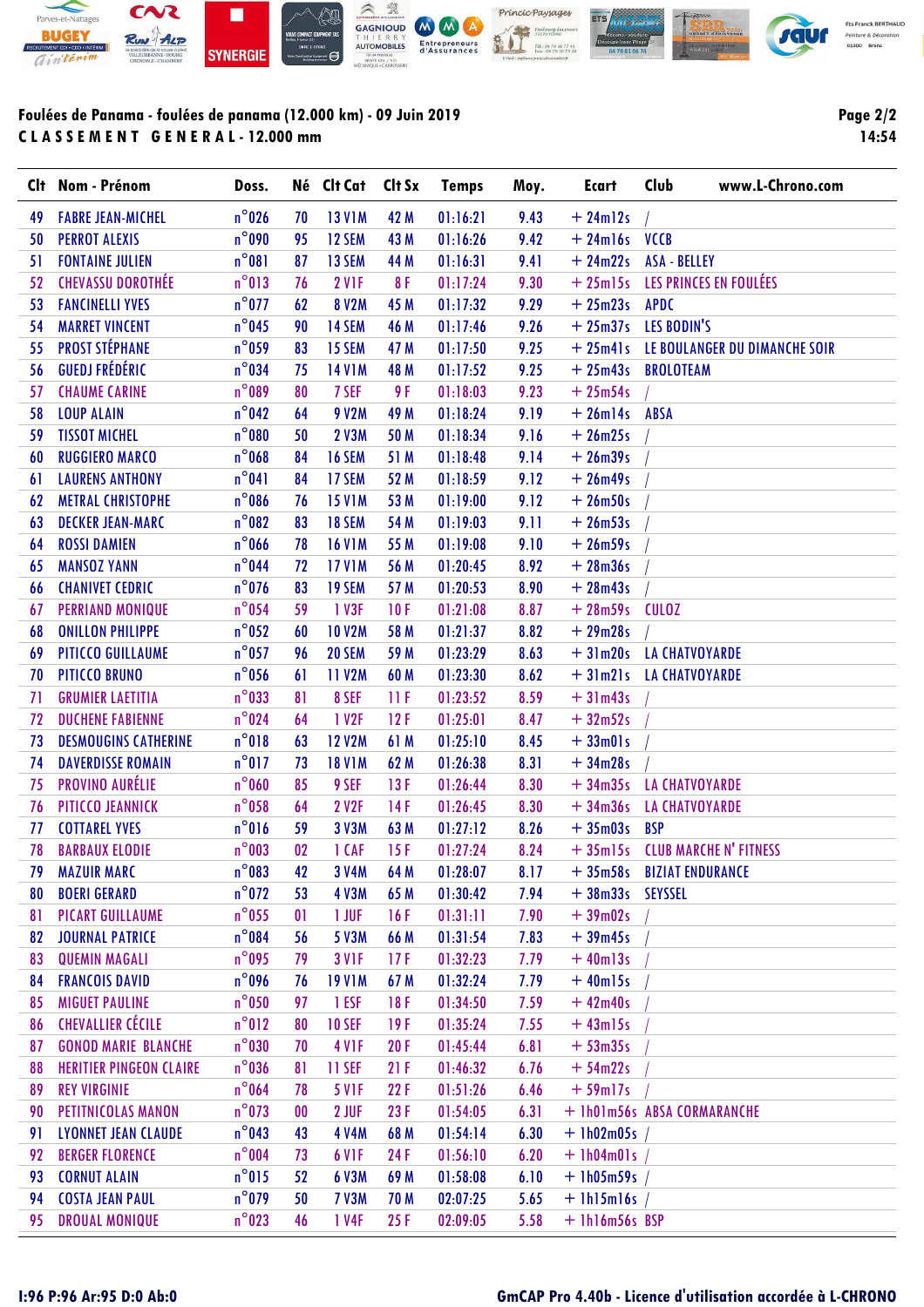Foulées de Panama - foulées de panama (12.000 km) - 09 Juin 2019

CLASSEMENT GENERAL - 12.000 mm

| Clt | Nom - Prénom | Doss. | Né | Clt Cat | Clt Sx | Temps | Moy. | Ecart | Club | www.L-Chrono.com |
|---|---|---|---|---|---|---|---|---|---|---|
| 49 | FABRE JEAN-MICHEL | n°026 | 70 | 13 V1M | 42 M | 01:16:21 | 9.43 | + 24m12s | / | |
| 50 | PERROT ALEXIS | n°090 | 95 | 12 SEM | 43 M | 01:16:26 | 9.42 | + 24m16s | VCCB | |
| 51 | FONTAINE JULIEN | n°081 | 87 | 13 SEM | 44 M | 01:16:31 | 9.41 | + 24m22s | ASA - BELLEY | |
| 52 | CHEVASSU DOROTHÉE | n°013 | 76 | 2 V1F | 8 F | 01:17:24 | 9.30 | + 25m15s | LES PRINCES EN FOULÉES | |
| 53 | FANCINELLI YVES | n°077 | 62 | 8 V2M | 45 M | 01:17:32 | 9.29 | + 25m23s | APDC | |
| 54 | MARRET VINCENT | n°045 | 90 | 14 SEM | 46 M | 01:17:46 | 9.26 | + 25m37s | LES BODIN'S | |
| 55 | PROST STÉPHANE | n°059 | 83 | 15 SEM | 47 M | 01:17:50 | 9.25 | + 25m41s | LE BOULANGER DU DIMANCHE SOIR | |
| 56 | GUEDJ FRÉDÉRIC | n°034 | 75 | 14 V1M | 48 M | 01:17:52 | 9.25 | + 25m43s | BROLOTEAM | |
| 57 | CHAUME CARINE | n°089 | 80 | 7 SEF | 9 F | 01:18:03 | 9.23 | + 25m54s | / | |
| 58 | LOUP ALAIN | n°042 | 64 | 9 V2M | 49 M | 01:18:24 | 9.19 | + 26m14s | ABSA | |
| 59 | TISSOT MICHEL | n°080 | 50 | 2 V3M | 50 M | 01:18:34 | 9.16 | + 26m25s | / | |
| 60 | RUGGIERO MARCO | n°068 | 84 | 16 SEM | 51 M | 01:18:48 | 9.14 | + 26m39s | / | |
| 61 | LAURENS ANTHONY | n°041 | 84 | 17 SEM | 52 M | 01:18:59 | 9.12 | + 26m49s | / | |
| 62 | METRAL CHRISTOPHE | n°086 | 76 | 15 V1M | 53 M | 01:19:00 | 9.12 | + 26m50s | / | |
| 63 | DECKER JEAN-MARC | n°082 | 83 | 18 SEM | 54 M | 01:19:03 | 9.11 | + 26m53s | / | |
| 64 | ROSSI DAMIEN | n°066 | 78 | 16 V1M | 55 M | 01:19:08 | 9.10 | + 26m59s | / | |
| 65 | MANSOZ YANN | n°044 | 72 | 17 V1M | 56 M | 01:20:45 | 8.92 | + 28m36s | / | |
| 66 | CHANIVET CEDRIC | n°076 | 83 | 19 SEM | 57 M | 01:20:53 | 8.90 | + 28m43s | / | |
| 67 | PERRIAND MONIQUE | n°054 | 59 | 1 V3F | 10 F | 01:21:08 | 8.87 | + 28m59s | CULOZ | |
| 68 | ONILLON PHILIPPE | n°052 | 60 | 10 V2M | 58 M | 01:21:37 | 8.82 | + 29m28s | / | |
| 69 | PITICCO GUILLAUME | n°057 | 96 | 20 SEM | 59 M | 01:23:29 | 8.63 | + 31m20s | LA CHATVOYARDE | |
| 70 | PITICCO BRUNO | n°056 | 61 | 11 V2M | 60 M | 01:23:30 | 8.62 | + 31m21s | LA CHATVOYARDE | |
| 71 | GRUMIER LAETITIA | n°033 | 81 | 8 SEF | 11 F | 01:23:52 | 8.59 | + 31m43s | / | |
| 72 | DUCHENE FABIENNE | n°024 | 64 | 1 V2F | 12 F | 01:25:01 | 8.47 | + 32m52s | / | |
| 73 | DESMOUGINS CATHERINE | n°018 | 63 | 12 V2M | 61 M | 01:25:10 | 8.45 | + 33m01s | / | |
| 74 | DAVERDISSE ROMAIN | n°017 | 73 | 18 V1M | 62 M | 01:26:38 | 8.31 | + 34m28s | / | |
| 75 | PROVINO AURÉLIE | n°060 | 85 | 9 SEF | 13 F | 01:26:44 | 8.30 | + 34m35s | LA CHATVOYARDE | |
| 76 | PITICCO JEANNICK | n°058 | 64 | 2 V2F | 14 F | 01:26:45 | 8.30 | + 34m36s | LA CHATVOYARDE | |
| 77 | COTTAREL YVES | n°016 | 59 | 3 V3M | 63 M | 01:27:12 | 8.26 | + 35m03s | BSP | |
| 78 | BARBAUX ELODIE | n°003 | 02 | 1 CAF | 15 F | 01:27:24 | 8.24 | + 35m15s | CLUB MARCHE N' FITNESS | |
| 79 | MAZUIR MARC | n°083 | 42 | 3 V4M | 64 M | 01:28:07 | 8.17 | + 35m58s | BIZIAT ENDURANCE | |
| 80 | BOERI GERARD | n°072 | 53 | 4 V3M | 65 M | 01:30:42 | 7.94 | + 38m33s | SEYSSEL | |
| 81 | PICART GUILLAUME | n°055 | 01 | 1 JUF | 16 F | 01:31:11 | 7.90 | + 39m02s | / | |
| 82 | JOURNAL PATRICE | n°084 | 56 | 5 V3M | 66 M | 01:31:54 | 7.83 | + 39m45s | / | |
| 83 | QUEMIN MAGALI | n°095 | 79 | 3 V1F | 17 F | 01:32:23 | 7.79 | + 40m13s | / | |
| 84 | FRANCOIS DAVID | n°096 | 76 | 19 V1M | 67 M | 01:32:24 | 7.79 | + 40m15s | / | |
| 85 | MIGUET PAULINE | n°050 | 97 | 1 ESF | 18 F | 01:34:50 | 7.59 | + 42m40s | / | |
| 86 | CHEVALLIER CÉCILE | n°012 | 80 | 10 SEF | 19 F | 01:35:24 | 7.55 | + 43m15s | / | |
| 87 | GONOD MARIE BLANCHE | n°030 | 70 | 4 V1F | 20 F | 01:45:44 | 6.81 | + 53m35s | / | |
| 88 | HERITIER PINGEON CLAIRE | n°036 | 81 | 11 SEF | 21 F | 01:46:32 | 6.76 | + 54m22s | / | |
| 89 | REY VIRGINIE | n°064 | 78 | 5 V1F | 22 F | 01:51:26 | 6.46 | + 59m17s | / | |
| 90 | PETITNICOLAS MANON | n°073 | 00 | 2 JUF | 23 F | 01:54:05 | 6.31 | + 1h01m56s | ABSA CORMARANCHE | |
| 91 | LYONNET JEAN CLAUDE | n°043 | 43 | 4 V4M | 68 M | 01:54:14 | 6.30 | + 1h02m05s | / | |
| 92 | BERGER FLORENCE | n°004 | 73 | 6 V1F | 24 F | 01:56:10 | 6.20 | + 1h04m01s | / | |
| 93 | CORNUT ALAIN | n°015 | 52 | 6 V3M | 69 M | 01:58:08 | 6.10 | + 1h05m59s | / | |
| 94 | COSTA JEAN PAUL | n°079 | 50 | 7 V3M | 70 M | 02:07:25 | 5.65 | + 1h15m16s | / | |
| 95 | DROUAL MONIQUE | n°023 | 46 | 1 V4F | 25 F | 02:09:05 | 5.58 | + 1h16m56s | BSP | |

I:96 P:96 Ar:95 D:0 Ab:0

GmCAP Pro 4.40b - Licence d'utilisation accordée à L-CHRONO